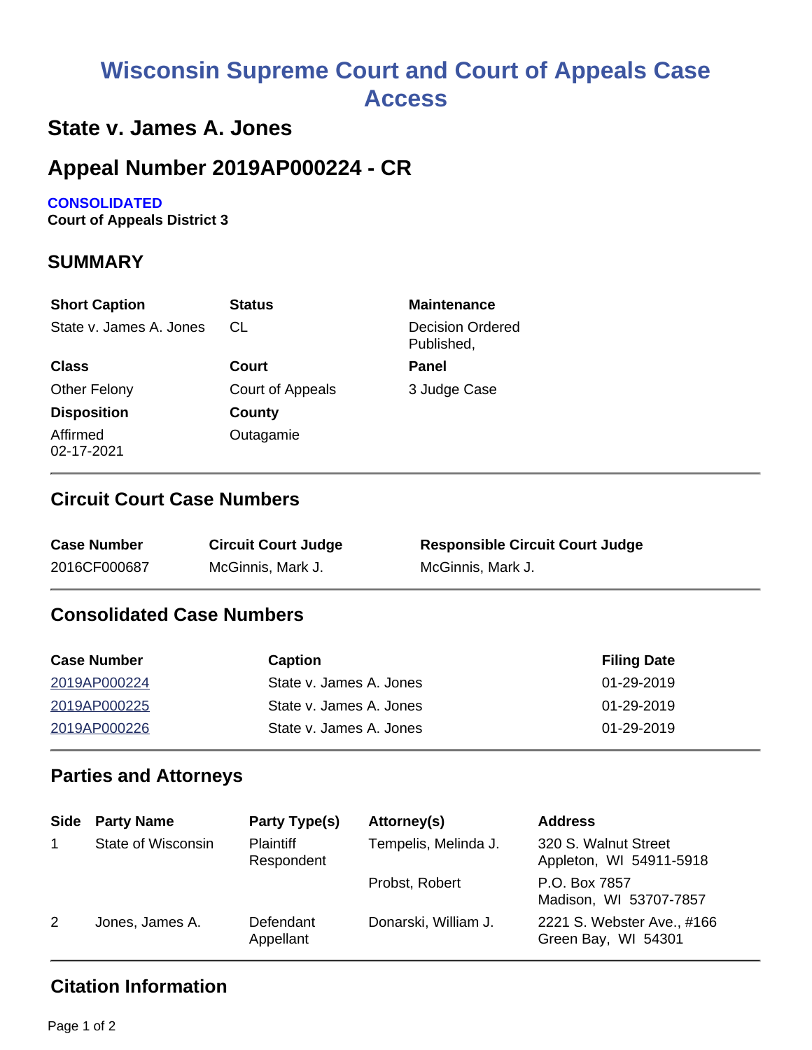# Wisconsin Supreme Court and Court of Appeals Case Access

## State v. James A. Jones

## Appeal Number 2019AP000224 - CR

**CONSOLIDATED**
**Court of Appeals District 3**

## SUMMARY

| Short Caption | Status | Maintenance |
|---|---|---|
| State v. James A. Jones | CL | Decision Ordered Published, |
| **Class** | **Court** | **Panel** |
| Other Felony | Court of Appeals | 3 Judge Case |
| **Disposition** | **County** | |
| Affirmed 02-17-2021 | Outagamie | |

## Circuit Court Case Numbers

| Case Number | Circuit Court Judge | Responsible Circuit Court Judge |
|---|---|---|
| 2016CF000687 | McGinnis, Mark J. | McGinnis, Mark J. |

## Consolidated Case Numbers

| Case Number | Caption | Filing Date |
|---|---|---|
| 2019AP000224 | State v. James A. Jones | 01-29-2019 |
| 2019AP000225 | State v. James A. Jones | 01-29-2019 |
| 2019AP000226 | State v. James A. Jones | 01-29-2019 |

## Parties and Attorneys

| Side | Party Name | Party Type(s) | Attorney(s) | Address |
|---|---|---|---|---|
| 1 | State of Wisconsin | Plaintiff Respondent | Tempelis, Melinda J. | 320 S. Walnut Street Appleton, WI 54911-5918 |
| | | | Probst, Robert | P.O. Box 7857 Madison, WI 53707-7857 |
| 2 | Jones, James A. | Defendant Appellant | Donarski, William J. | 2221 S. Webster Ave., #166 Green Bay, WI 54301 |

## Citation Information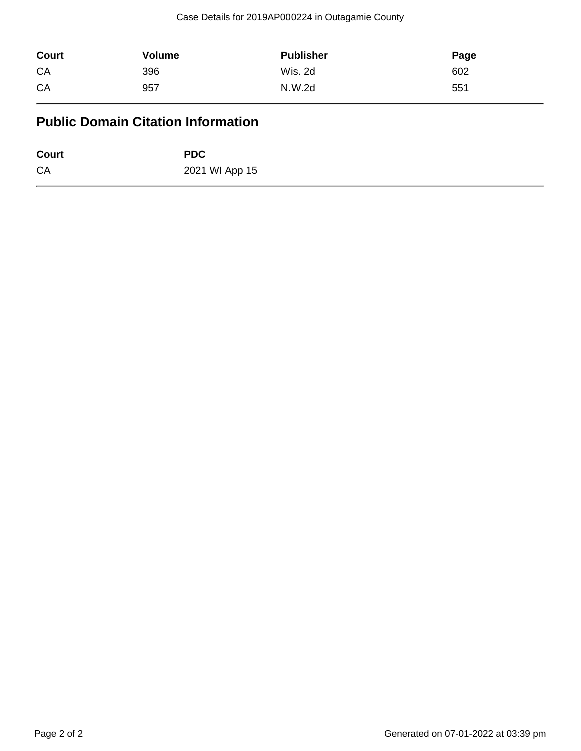| Court | Volume | Publisher | Page |
| --- | --- | --- | --- |
| CA | 396 | Wis. 2d | 602 |
| CA | 957 | N.W.2d | 551 |

## Public Domain Citation Information

| Court | PDC |
| --- | --- |
| CA | 2021 WI App 15 |